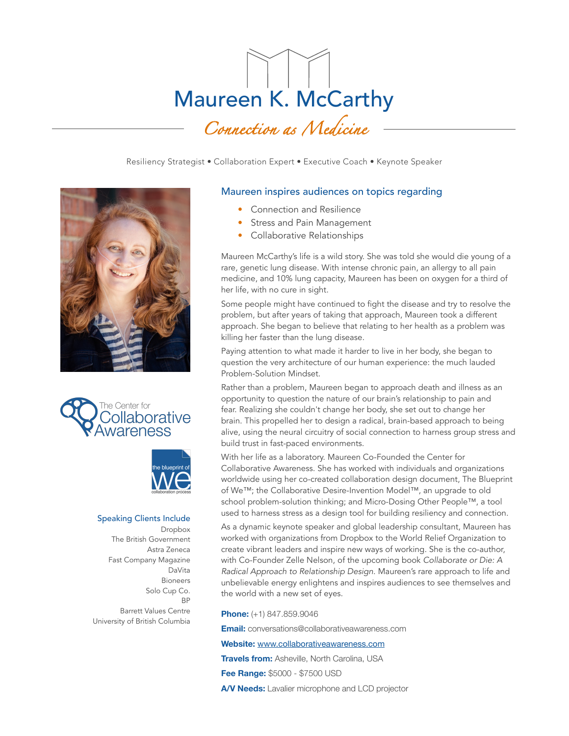# Maureen K. McCarthy

*Connection as Medicine*

Resiliency Strategist • Collaboration Expert • Executive Coach • Keynote Speaker

The Center for Collaborative Awareness

the blueprint of We collaboration process

## Maureen inspires audiences on topics regarding

- Connection and Resilience
- Stress and Pain Management
- Collaborative Relationships

Maureen McCarthy's life is a wild story. She was told she would die young of a rare, genetic lung disease. With intense chronic pain, an allergy to all pain medicine, and 10% lung capacity, Maureen has been on oxygen for a third of her life, with no cure in sight.

Some people might have continued to fight the disease and try to resolve the problem, but after years of taking that approach, Maureen took a different approach. She began to believe that relating to her health as a problem was killing her faster than the lung disease.

Paying attention to what made it harder to live in her body, she began to question the very architecture of our human experience: the much lauded Problem-Solution Mindset.

Rather than a problem, Maureen began to approach death and illness as an opportunity to question the nature of our brain's relationship to pain and fear. Realizing she couldn't change her body, she set out to change her brain. This propelled her to design a radical, brain-based approach to being alive, using the neural circuitry of social connection to harness group stress and build trust in fast-paced environments.

With her life as a laboratory, Maureen Co-Founded the Center for Collaborative Awareness. She has worked with individuals and organizations worldwide using her co-created collaboration design document, The Blueprint of We™; the Collaborative Desire-Invention Model™, an upgrade to old school problem-solution thinking; and Micro-Dosing Other People™, a tool used to harness stress as a design tool for building resiliency and connection.

As a dynamic keynote speaker and global leadership consultant, Maureen has worked with organizations from Dropbox to the World Relief Organization to create vibrant leaders and inspire new ways of working. She is the co-author, with Co-Founder Zelle Nelson, of the upcoming book *Collaborate or Die: A Radical Approach to Relationship Design.* Maureen's rare approach to life and unbelievable energy enlightens and inspires audiences to see themselves and the world with a new set of eyes.

### Speaking Clients Include

Dropbox
The British Government
Astra Zeneca
Fast Company Magazine
DaVita
Bioneers
Solo Cup Co.
BP
Barrett Values Centre
University of British Columbia

**Phone:** (+1) 847.859.9046

**Email:** conversations@collaborativeawareness.com

**Website:** www.collaborativeawareness.com

**Travels from:** Asheville, North Carolina, USA

**Fee Range:** $5000 - $7500 USD

**A/V Needs:** Lavalier microphone and LCD projector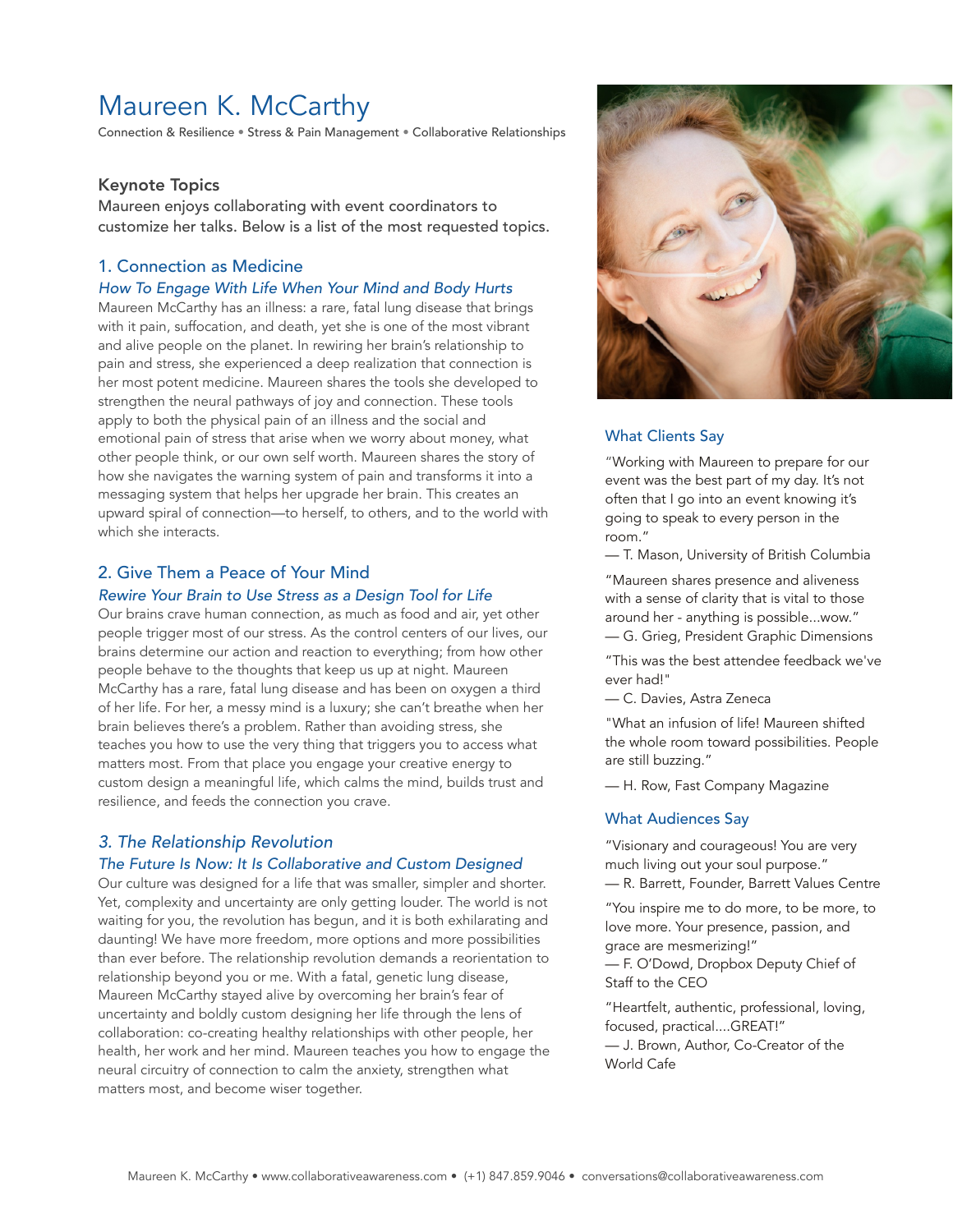# Maureen K. McCarthy

Connection & Resilience • Stress & Pain Management • Collaborative Relationships

## Keynote Topics

Maureen enjoys collaborating with event coordinators to customize her talks. Below is a list of the most requested topics.

### 1. Connection as Medicine

*How To Engage With Life When Your Mind and Body Hurts*

Maureen McCarthy has an illness: a rare, fatal lung disease that brings with it pain, suffocation, and death, yet she is one of the most vibrant and alive people on the planet. In rewiring her brain's relationship to pain and stress, she experienced a deep realization that connection is her most potent medicine. Maureen shares the tools she developed to strengthen the neural pathways of joy and connection. These tools apply to both the physical pain of an illness and the social and emotional pain of stress that arise when we worry about money, what other people think, or our own self worth. Maureen shares the story of how she navigates the warning system of pain and transforms it into a messaging system that helps her upgrade her brain. This creates an upward spiral of connection—to herself, to others, and to the world with which she interacts.

### 2. Give Them a Peace of Your Mind

*Rewire Your Brain to Use Stress as a Design Tool for Life*

Our brains crave human connection, as much as food and air, yet other people trigger most of our stress. As the control centers of our lives, our brains determine our action and reaction to everything; from how other people behave to the thoughts that keep us up at night. Maureen McCarthy has a rare, fatal lung disease and has been on oxygen a third of her life. For her, a messy mind is a luxury; she can't breathe when her brain believes there's a problem. Rather than avoiding stress, she teaches you how to use the very thing that triggers you to access what matters most. From that place you engage your creative energy to custom design a meaningful life, which calms the mind, builds trust and resilience, and feeds the connection you crave.

### *3. The Relationship Revolution*

*The Future Is Now: It Is Collaborative and Custom Designed*

Our culture was designed for a life that was smaller, simpler and shorter. Yet, complexity and uncertainty are only getting louder. The world is not waiting for you, the revolution has begun, and it is both exhilarating and daunting! We have more freedom, more options and more possibilities than ever before. The relationship revolution demands a reorientation to relationship beyond you or me. With a fatal, genetic lung disease, Maureen McCarthy stayed alive by overcoming her brain's fear of uncertainty and boldly custom designing her life through the lens of collaboration: co-creating healthy relationships with other people, her health, her work and her mind. Maureen teaches you how to engage the neural circuitry of connection to calm the anxiety, strengthen what matters most, and become wiser together.

### What Clients Say

"Working with Maureen to prepare for our event was the best part of my day. It's not often that I go into an event knowing it's going to speak to every person in the room."
— T. Mason, University of British Columbia

"Maureen shares presence and aliveness with a sense of clarity that is vital to those around her - anything is possible...wow."
— G. Grieg, President Graphic Dimensions

"This was the best attendee feedback we've ever had!"
— C. Davies, Astra Zeneca

"What an infusion of life! Maureen shifted the whole room toward possibilities. People are still buzzing."
— H. Row, Fast Company Magazine

### What Audiences Say

"Visionary and courageous! You are very much living out your soul purpose."
— R. Barrett, Founder, Barrett Values Centre

"You inspire me to do more, to be more, to love more. Your presence, passion, and grace are mesmerizing!"
— F. O'Dowd, Dropbox Deputy Chief of Staff to the CEO

"Heartfelt, authentic, professional, loving, focused, practical....GREAT!"
— J. Brown, Author, Co-Creator of the World Cafe

Maureen K. McCarthy • www.collaborativeawareness.com • (+1) 847.859.9046 • conversations@collaborativeawareness.com